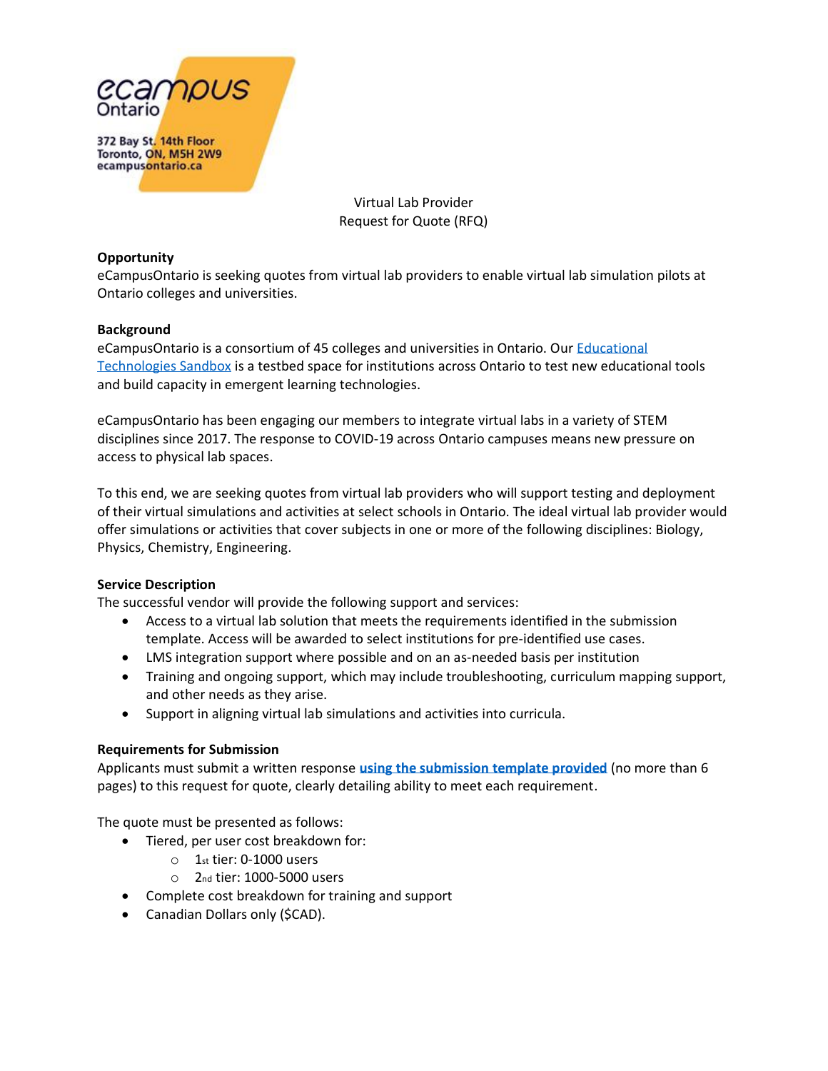eCampus Ontario

372 Bay St. 14th Floor
Toronto, ON, M5H 2W9
ecampusontario.ca

Virtual Lab Provider
Request for Quote (RFQ)

**Opportunity**
eCampusOntario is seeking quotes from virtual lab providers to enable virtual lab simulation pilots at Ontario colleges and universities.

**Background**
eCampusOntario is a consortium of 45 colleges and universities in Ontario. Our [Educational Technologies Sandbox] is a testbed space for institutions across Ontario to test new educational tools and build capacity in emergent learning technologies.

eCampusOntario has been engaging our members to integrate virtual labs in a variety of STEM disciplines since 2017. The response to COVID-19 across Ontario campuses means new pressure on access to physical lab spaces.

To this end, we are seeking quotes from virtual lab providers who will support testing and deployment of their virtual simulations and activities at select schools in Ontario. The ideal virtual lab provider would offer simulations or activities that cover subjects in one or more of the following disciplines: Biology, Physics, Chemistry, Engineering.

**Service Description**
The successful vendor will provide the following support and services:

- Access to a virtual lab solution that meets the requirements identified in the submission template. Access will be awarded to select institutions for pre-identified use cases.
- LMS integration support where possible and on an as-needed basis per institution
- Training and ongoing support, which may include troubleshooting, curriculum mapping support, and other needs as they arise.
- Support in aligning virtual lab simulations and activities into curricula.

**Requirements for Submission**
Applicants must submit a written response **using the submission template provided** (no more than 6 pages) to this request for quote, clearly detailing ability to meet each requirement.

The quote must be presented as follows:

- Tiered, per user cost breakdown for:
  - 1st tier: 0-1000 users
  - 2nd tier: 1000-5000 users
- Complete cost breakdown for training and support
- Canadian Dollars only ($CAD).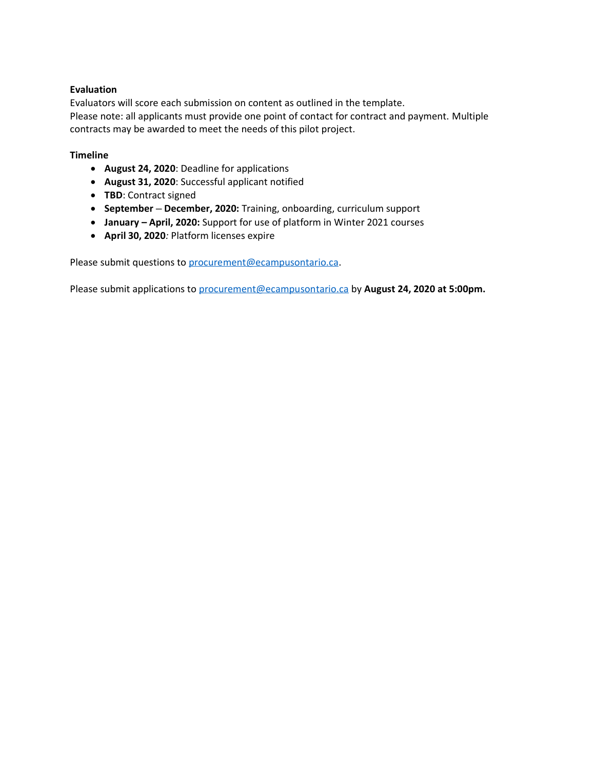**Evaluation**

Evaluators will score each submission on content as outlined in the template.
Please note: all applicants must provide one point of contact for contract and payment. Multiple contracts may be awarded to meet the needs of this pilot project.

**Timeline**

- **August 24, 2020**: Deadline for applications
- **August 31, 2020**: Successful applicant notified
- **TBD**: Contract signed
- **September – December, 2020:** Training, onboarding, curriculum support
- **January – April, 2020:** Support for use of platform in Winter 2021 courses
- **April 30, 2020***:* Platform licenses expire

Please submit questions to procurement@ecampusontario.ca.

Please submit applications to procurement@ecampusontario.ca by **August 24, 2020 at 5:00pm.**